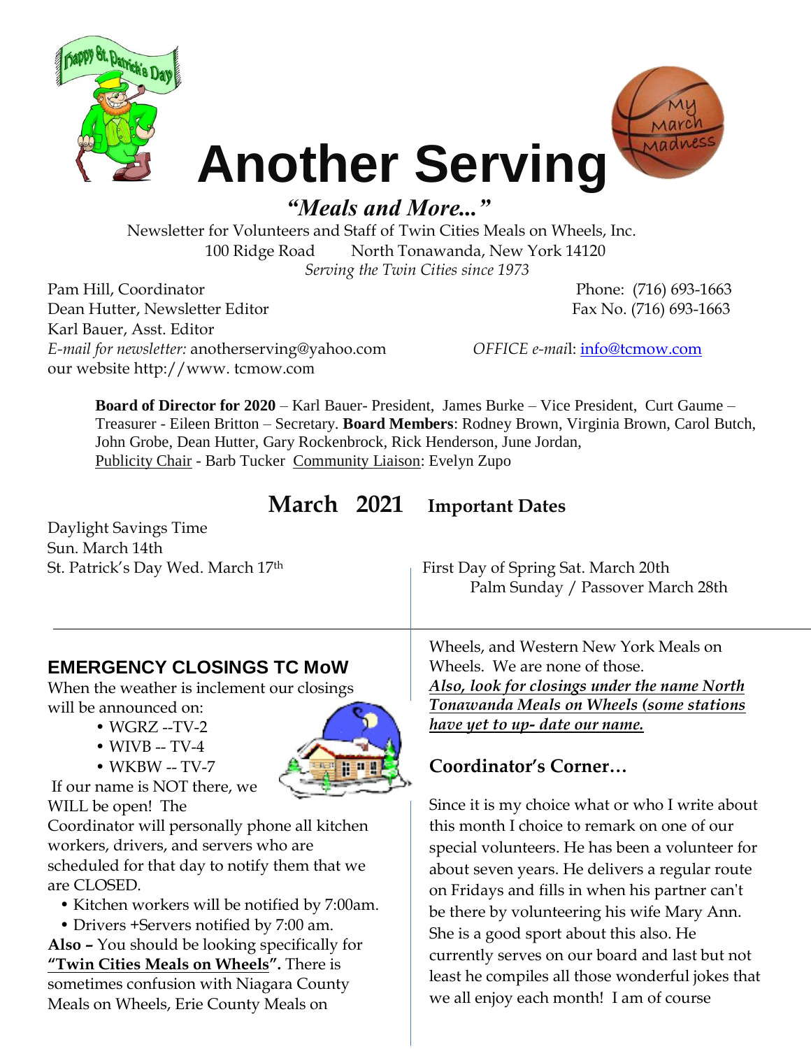# Another Serving

***"Meals and More..."***

Newsletter for Volunteers and Staff of Twin Cities Meals on Wheels, Inc.
100 Ridge Road North Tonawanda, New York 14120
*Serving the Twin Cities since 1973*

Pam Hill, Coordinator
Dean Hutter, Newsletter Editor
Karl Bauer, Asst. Editor
*E-mail for newsletter:* anotherserving@yahoo.com
our website http://www. tcmow.com

Phone: (716) 693-1663
Fax No. (716) 693-1663

*OFFICE e-mai*l: info@tcmow.com

**Board of Director for 2020** – Karl Bauer- President, James Burke – Vice President, Curt Gaume – Treasurer - Eileen Britton – Secretary. **Board Members**: Rodney Brown, Virginia Brown, Carol Butch, John Grobe, Dean Hutter, Gary Rockenbrock, Rick Henderson, June Jordan,
Publicity Chair - Barb Tucker Community Liaison: Evelyn Zupo

## March 2021 Important Dates

Daylight Savings Time
Sun. March 14th
St. Patrick's Day Wed. March 17th
First Day of Spring Sat. March 20th
Palm Sunday / Passover March 28th

## EMERGENCY CLOSINGS TC MoW

When the weather is inclement our closings will be announced on:

- WGRZ --TV-2
- WIVB -- TV-4
- WKBW -- TV-7

If our name is NOT there, we WILL be open! The Coordinator will personally phone all kitchen workers, drivers, and servers who are scheduled for that day to notify them that we are CLOSED.

- Kitchen workers will be notified by 7:00am.
- Drivers +Servers notified by 7:00 am.

**Also –** You should be looking specifically for **"Twin Cities Meals on Wheels".** There is sometimes confusion with Niagara County Meals on Wheels, Erie County Meals on Wheels, and Western New York Meals on Wheels. We are none of those.
***Also, look for closings under the name North Tonawanda Meals on Wheels (some stations have yet to up- date our name.***

## Coordinator's Corner…

Since it is my choice what or who I write about this month I choice to remark on one of our special volunteers. He has been a volunteer for about seven years. He delivers a regular route on Fridays and fills in when his partner can't be there by volunteering his wife Mary Ann. She is a good sport about this also. He currently serves on our board and last but not least he compiles all those wonderful jokes that we all enjoy each month! I am of course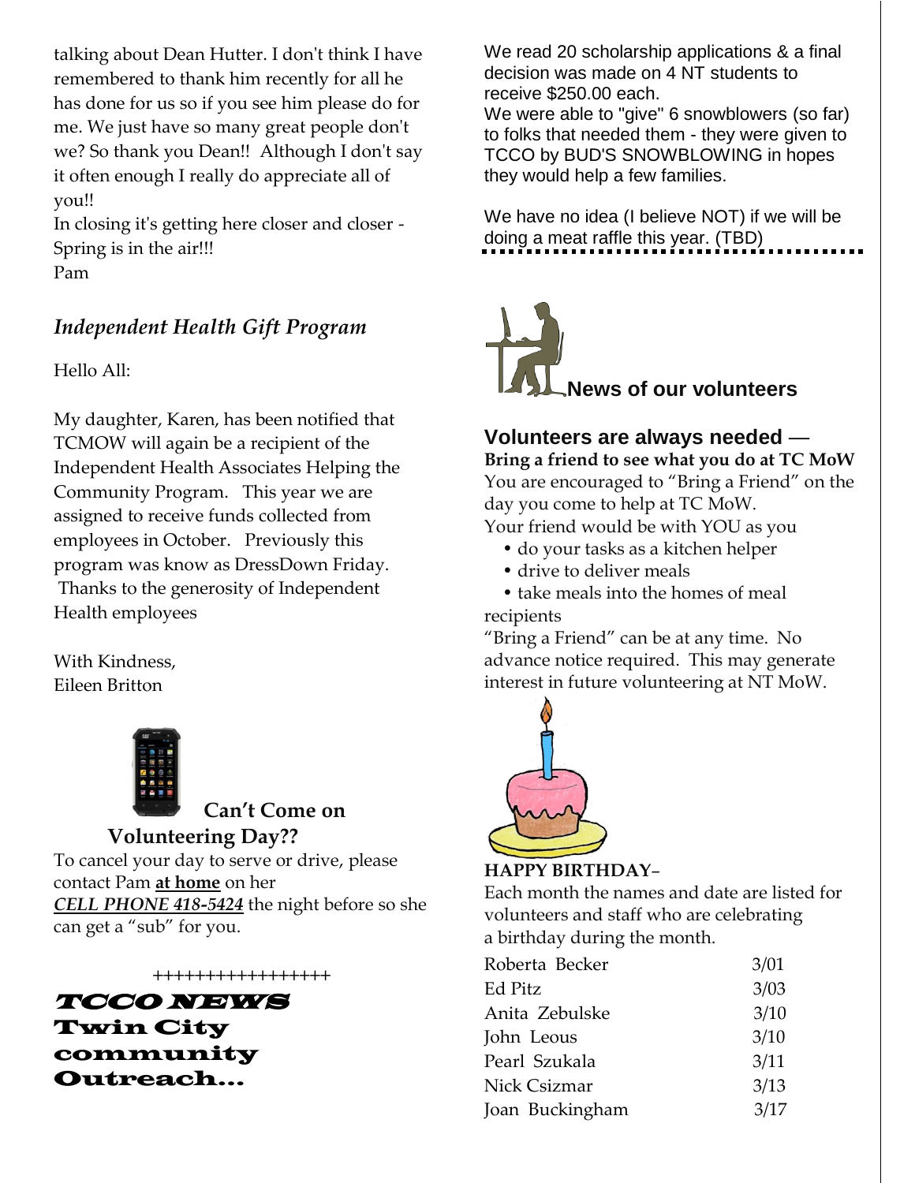talking about Dean Hutter. I don't think I have remembered to thank him recently for all he has done for us so if you see him please do for me. We just have so many great people don't we? So thank you Dean!! Although I don't say it often enough I really do appreciate all of you!!

In closing it's getting here closer and closer - Spring is in the air!!!

Pam

## *Independent Health Gift Program*

Hello All:

My daughter, Karen, has been notified that TCMOW will again be a recipient of the Independent Health Associates Helping the Community Program. This year we are assigned to receive funds collected from employees in October. Previously this program was know as DressDown Friday. Thanks to the generosity of Independent Health employees

With Kindness,
Eileen Britton

### Can't Come on Volunteering Day??

To cancel your day to serve or drive, please contact Pam **at home** on her ***CELL PHONE 418-5424*** the night before so she can get a "sub" for you.

+++++++++++++++++

## TCCO NEWS
## Twin City community Outreach...

We read 20 scholarship applications & a final decision was made on 4 NT students to receive $250.00 each.
We were able to "give" 6 snowblowers (so far) to folks that needed them - they were given to TCCO by BUD'S SNOWBLOWING in hopes they would help a few families.

We have no idea (I believe NOT) if we will be doing a meat raffle this year. (TBD)

## News of our volunteers

### Volunteers are always needed —

**Bring a friend to see what you do at TC MoW**

You are encouraged to "Bring a Friend" on the day you come to help at TC MoW.
Your friend would be with YOU as you

- do your tasks as a kitchen helper
- drive to deliver meals
- take meals into the homes of meal recipients

"Bring a Friend" can be at any time. No advance notice required. This may generate interest in future volunteering at NT MoW.

**HAPPY BIRTHDAY**–

Each month the names and date are listed for volunteers and staff who are celebrating a birthday during the month.

| | |
|---|---|
| Roberta Becker | 3/01 |
| Ed Pitz | 3/03 |
| Anita Zebulske | 3/10 |
| John Leous | 3/10 |
| Pearl Szukala | 3/11 |
| Nick Csizmar | 3/13 |
| Joan Buckingham | 3/17 |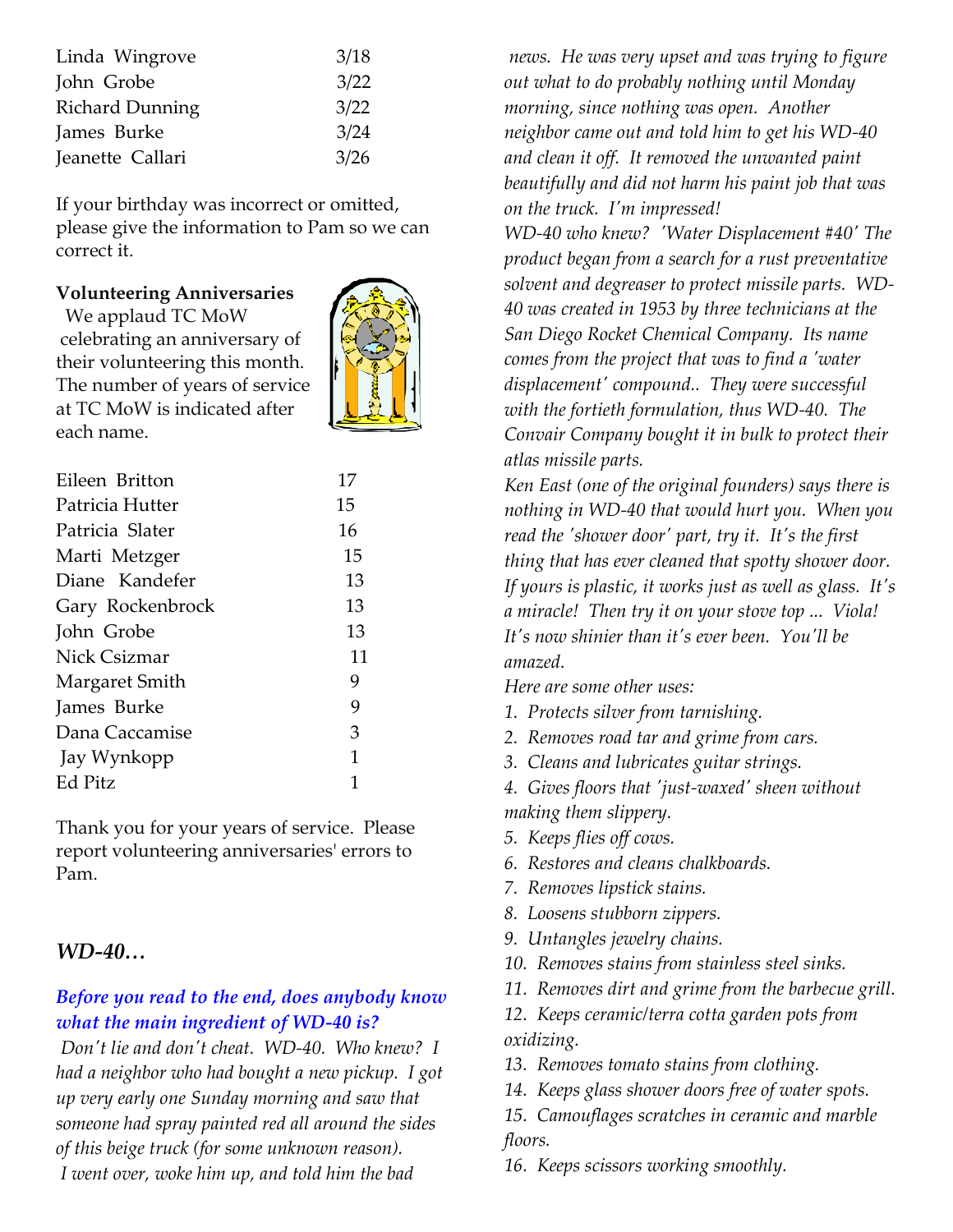| | |
|---|---|
| Linda Wingrove | 3/18 |
| John Grobe | 3/22 |
| Richard Dunning | 3/22 |
| James Burke | 3/24 |
| Jeanette Callari | 3/26 |

If your birthday was incorrect or omitted, please give the information to Pam so we can correct it.

**Volunteering Anniversaries**

We applaud TC MoW celebrating an anniversary of their volunteering this month. The number of years of service at TC MoW is indicated after each name.

| | |
|---|---|
| Eileen Britton | 17 |
| Patricia Hutter | 15 |
| Patricia Slater | 16 |
| Marti Metzger | 15 |
| Diane Kandefer | 13 |
| Gary Rockenbrock | 13 |
| John Grobe | 13 |
| Nick Csizmar | 11 |
| Margaret Smith | 9 |
| James Burke | 9 |
| Dana Caccamise | 3 |
| Jay Wynkopp | 1 |
| Ed Pitz | 1 |

Thank you for your years of service. Please report volunteering anniversaries' errors to Pam.

## *WD-40…*

***Before you read to the end, does anybody know what the main ingredient of WD-40 is?***

*Don't lie and don't cheat. WD-40. Who knew? I had a neighbor who had bought a new pickup. I got up very early one Sunday morning and saw that someone had spray painted red all around the sides of this beige truck (for some unknown reason). I went over, woke him up, and told him the bad news. He was very upset and was trying to figure out what to do probably nothing until Monday morning, since nothing was open. Another neighbor came out and told him to get his WD-40 and clean it off. It removed the unwanted paint beautifully and did not harm his paint job that was on the truck. I'm impressed!*

*WD-40 who knew? 'Water Displacement #40' The product began from a search for a rust preventative solvent and degreaser to protect missile parts. WD-40 was created in 1953 by three technicians at the San Diego Rocket Chemical Company. Its name comes from the project that was to find a 'water displacement' compound.. They were successful with the fortieth formulation, thus WD-40. The Convair Company bought it in bulk to protect their atlas missile parts.*

*Ken East (one of the original founders) says there is nothing in WD-40 that would hurt you. When you read the 'shower door' part, try it. It's the first thing that has ever cleaned that spotty shower door. If yours is plastic, it works just as well as glass. It's a miracle! Then try it on your stove top ... Viola! It's now shinier than it's ever been. You'll be amazed.*

*Here are some other uses:*

1. *Protects silver from tarnishing.*
2. *Removes road tar and grime from cars.*
3. *Cleans and lubricates guitar strings.*
4. *Gives floors that 'just-waxed' sheen without making them slippery.*
5. *Keeps flies off cows.*
6. *Restores and cleans chalkboards.*
7. *Removes lipstick stains.*
8. *Loosens stubborn zippers.*
9. *Untangles jewelry chains.*
10. *Removes stains from stainless steel sinks.*
11. *Removes dirt and grime from the barbecue grill.*
12. *Keeps ceramic/terra cotta garden pots from oxidizing.*
13. *Removes tomato stains from clothing.*
14. *Keeps glass shower doors free of water spots.*
15. *Camouflages scratches in ceramic and marble floors.*
16. *Keeps scissors working smoothly.*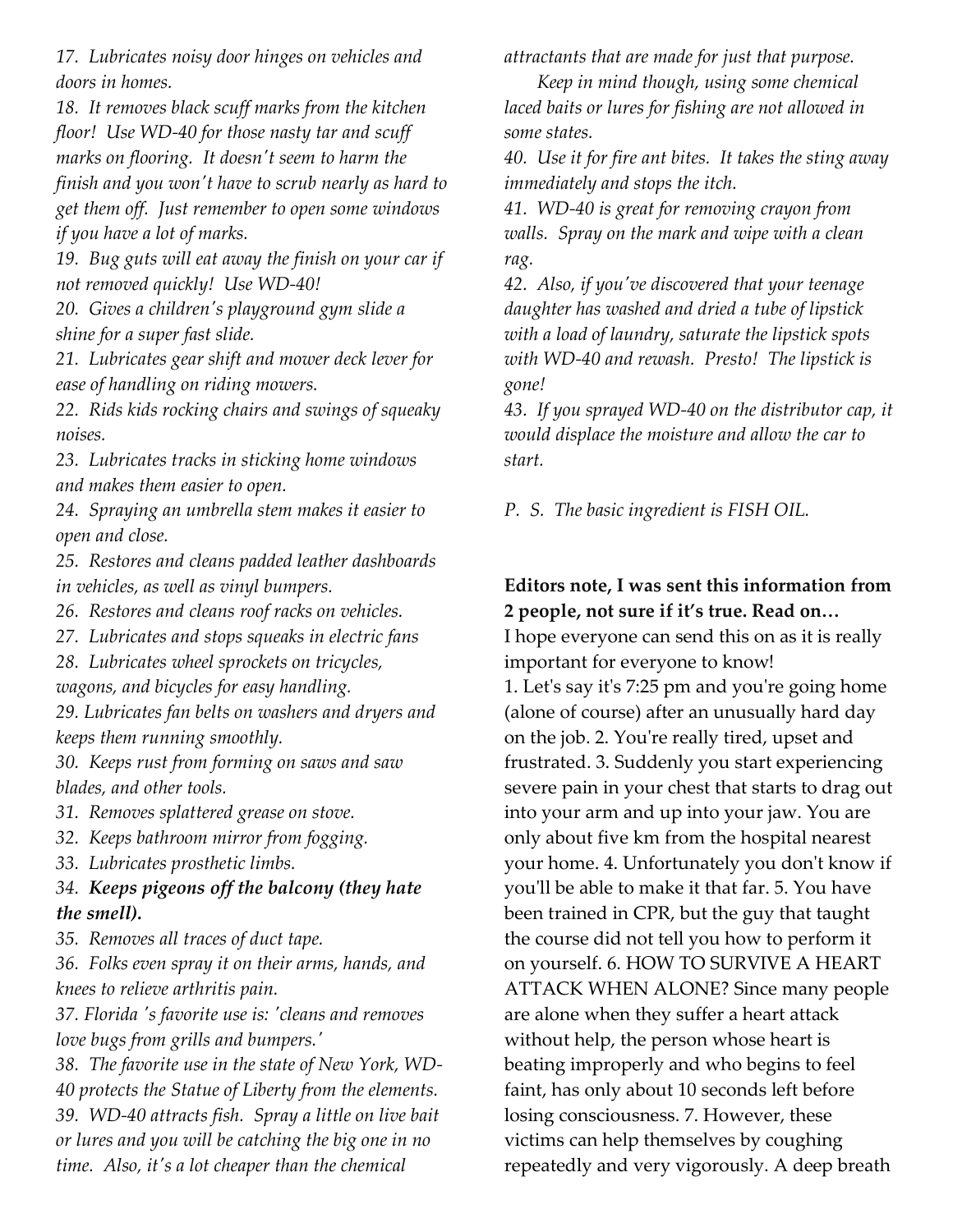*17. Lubricates noisy door hinges on vehicles and doors in homes.*

*18. It removes black scuff marks from the kitchen floor! Use WD-40 for those nasty tar and scuff marks on flooring. It doesn't seem to harm the finish and you won't have to scrub nearly as hard to get them off. Just remember to open some windows if you have a lot of marks.*

*19. Bug guts will eat away the finish on your car if not removed quickly! Use WD-40!*

*20. Gives a children's playground gym slide a shine for a super fast slide.*

*21. Lubricates gear shift and mower deck lever for ease of handling on riding mowers.*

*22. Rids kids rocking chairs and swings of squeaky noises.*

*23. Lubricates tracks in sticking home windows and makes them easier to open.*

*24. Spraying an umbrella stem makes it easier to open and close.*

*25. Restores and cleans padded leather dashboards in vehicles, as well as vinyl bumpers.*

*26. Restores and cleans roof racks on vehicles.*

*27. Lubricates and stops squeaks in electric fans*

*28. Lubricates wheel sprockets on tricycles, wagons, and bicycles for easy handling.*

*29. Lubricates fan belts on washers and dryers and keeps them running smoothly.*

*30. Keeps rust from forming on saws and saw blades, and other tools.*

*31. Removes splattered grease on stove.*

*32. Keeps bathroom mirror from fogging.*

*33. Lubricates prosthetic limbs.*

***34. Keeps pigeons off the balcony (they hate the smell).***

*35. Removes all traces of duct tape.*

*36. Folks even spray it on their arms, hands, and knees to relieve arthritis pain.*

*37. Florida 's favorite use is: 'cleans and removes love bugs from grills and bumpers.'*

*38. The favorite use in the state of New York, WD-40 protects the Statue of Liberty from the elements.*

*39. WD-40 attracts fish. Spray a little on live bait or lures and you will be catching the big one in no time. Also, it's a lot cheaper than the chemical attractants that are made for just that purpose.*

*Keep in mind though, using some chemical laced baits or lures for fishing are not allowed in some states.*

*40. Use it for fire ant bites. It takes the sting away immediately and stops the itch.*

*41. WD-40 is great for removing crayon from walls. Spray on the mark and wipe with a clean rag.*

*42. Also, if you've discovered that your teenage daughter has washed and dried a tube of lipstick with a load of laundry, saturate the lipstick spots with WD-40 and rewash. Presto! The lipstick is gone!*

*43. If you sprayed WD-40 on the distributor cap, it would displace the moisture and allow the car to start.*

*P. S. The basic ingredient is FISH OIL.*

**Editors note, I was sent this information from 2 people, not sure if it's true. Read on…**

I hope everyone can send this on as it is really important for everyone to know!

1. Let's say it's 7:25 pm and you're going home (alone of course) after an unusually hard day on the job. 2. You're really tired, upset and frustrated. 3. Suddenly you start experiencing severe pain in your chest that starts to drag out into your arm and up into your jaw. You are only about five km from the hospital nearest your home. 4. Unfortunately you don't know if you'll be able to make it that far. 5. You have been trained in CPR, but the guy that taught the course did not tell you how to perform it on yourself. 6. HOW TO SURVIVE A HEART ATTACK WHEN ALONE? Since many people are alone when they suffer a heart attack without help, the person whose heart is beating improperly and who begins to feel faint, has only about 10 seconds left before losing consciousness. 7. However, these victims can help themselves by coughing repeatedly and very vigorously. A deep breath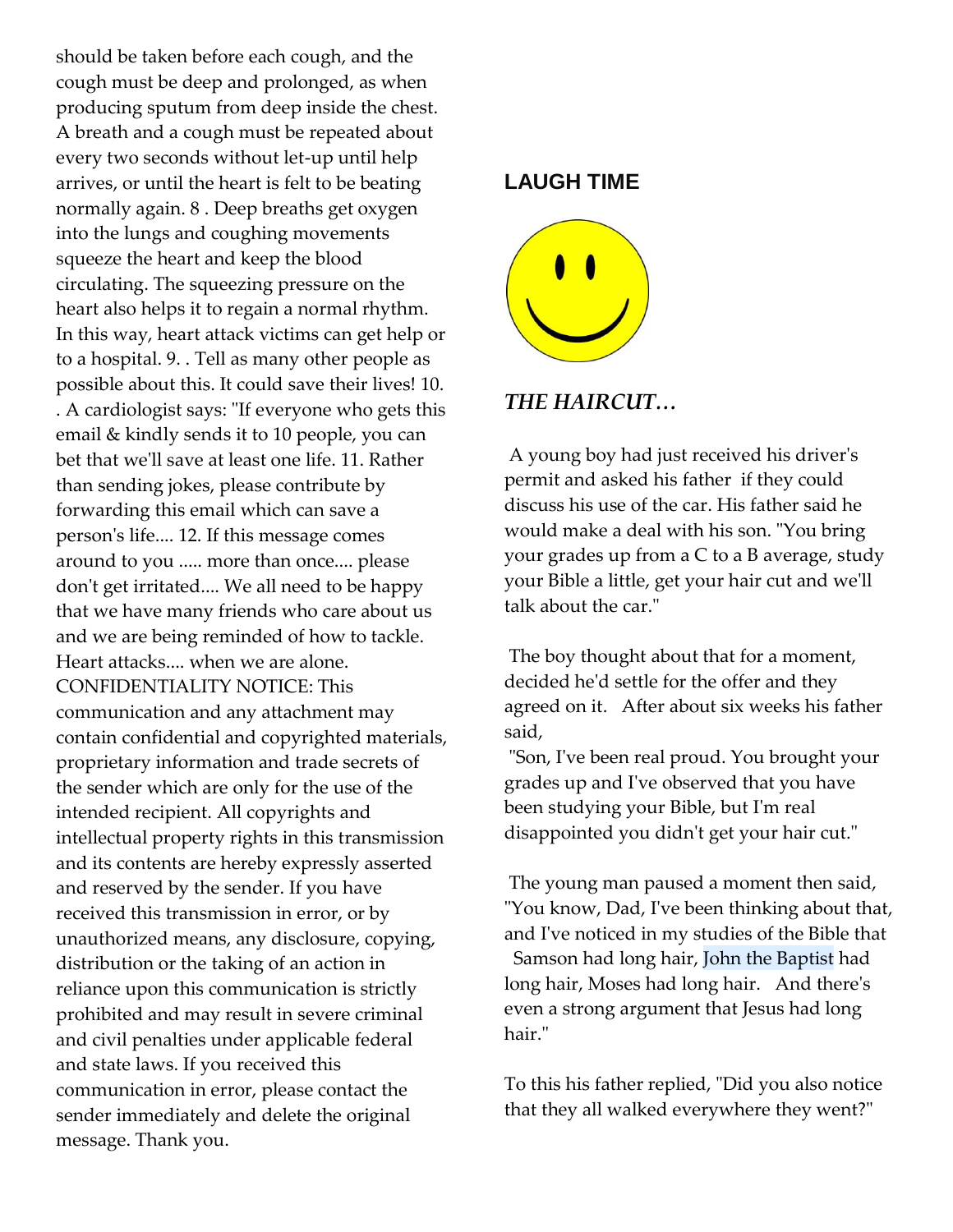should be taken before each cough, and the cough must be deep and prolonged, as when producing sputum from deep inside the chest. A breath and a cough must be repeated about every two seconds without let-up until help arrives, or until the heart is felt to be beating normally again. 8 . Deep breaths get oxygen into the lungs and coughing movements squeeze the heart and keep the blood circulating. The squeezing pressure on the heart also helps it to regain a normal rhythm. In this way, heart attack victims can get help or to a hospital. 9. . Tell as many other people as possible about this. It could save their lives! 10. . A cardiologist says: "If everyone who gets this email & kindly sends it to 10 people, you can bet that we'll save at least one life. 11. Rather than sending jokes, please contribute by forwarding this email which can save a person's life.... 12. If this message comes around to you ..... more than once.... please don't get irritated.... We all need to be happy that we have many friends who care about us and we are being reminded of how to tackle. Heart attacks.... when we are alone. CONFIDENTIALITY NOTICE: This communication and any attachment may contain confidential and copyrighted materials, proprietary information and trade secrets of the sender which are only for the use of the intended recipient. All copyrights and intellectual property rights in this transmission and its contents are hereby expressly asserted and reserved by the sender. If you have received this transmission in error, or by unauthorized means, any disclosure, copying, distribution or the taking of an action in reliance upon this communication is strictly prohibited and may result in severe criminal and civil penalties under applicable federal and state laws. If you received this communication in error, please contact the sender immediately and delete the original message. Thank you.

## LAUGH TIME

### *THE HAIRCUT…*

A young boy had just received his driver's permit and asked his father if they could discuss his use of the car. His father said he would make a deal with his son. "You bring your grades up from a C to a B average, study your Bible a little, get your hair cut and we'll talk about the car."

The boy thought about that for a moment, decided he'd settle for the offer and they agreed on it. After about six weeks his father said,

"Son, I've been real proud. You brought your grades up and I've observed that you have been studying your Bible, but I'm real disappointed you didn't get your hair cut."

The young man paused a moment then said, "You know, Dad, I've been thinking about that, and I've noticed in my studies of the Bible that Samson had long hair, John the Baptist had long hair, Moses had long hair. And there's even a strong argument that Jesus had long hair."

To this his father replied, "Did you also notice that they all walked everywhere they went?"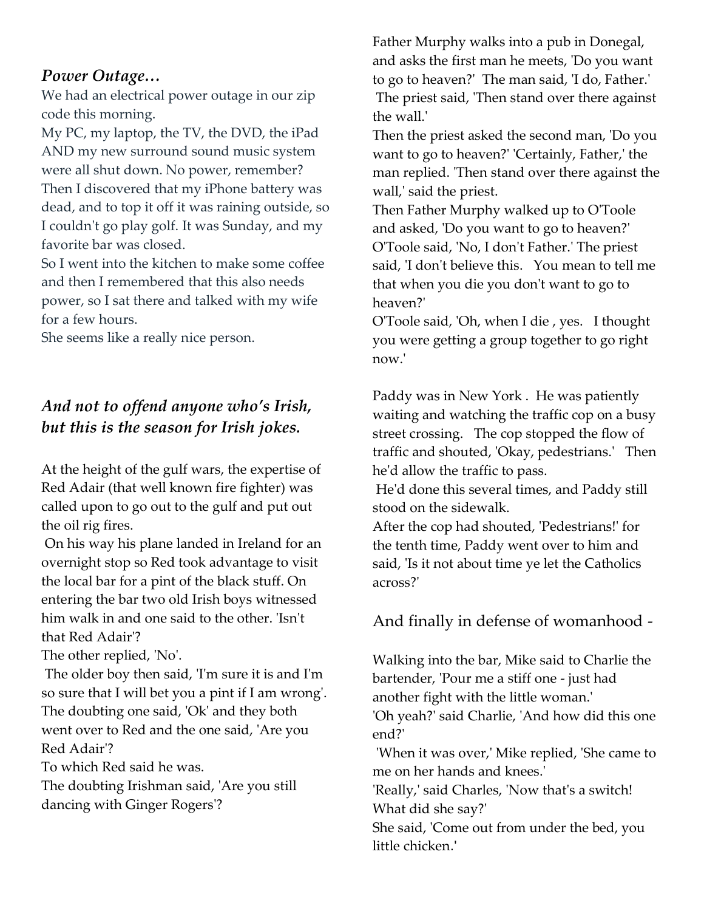### *Power Outage…*

We had an electrical power outage in our zip code this morning.
My PC, my laptop, the TV, the DVD, the iPad AND my new surround sound music system were all shut down. No power, remember?
Then I discovered that my iPhone battery was dead, and to top it off it was raining outside, so I couldn't go play golf. It was Sunday, and my favorite bar was closed.
So I went into the kitchen to make some coffee and then I remembered that this also needs power, so I sat there and talked with my wife for a few hours.
She seems like a really nice person.

### *And not to offend anyone who's Irish, but this is the season for Irish jokes.*

At the height of the gulf wars, the expertise of Red Adair (that well known fire fighter) was called upon to go out to the gulf and put out the oil rig fires.
On his way his plane landed in Ireland for an overnight stop so Red took advantage to visit the local bar for a pint of the black stuff. On entering the bar two old Irish boys witnessed him walk in and one said to the other. 'Isn't that Red Adair'?
The other replied, 'No'.
The older boy then said, 'I'm sure it is and I'm so sure that I will bet you a pint if I am wrong'.
The doubting one said, 'Ok' and they both went over to Red and the one said, 'Are you Red Adair'?
To which Red said he was.
The doubting Irishman said, 'Are you still dancing with Ginger Rogers'?

Father Murphy walks into a pub in Donegal, and asks the first man he meets, 'Do you want to go to heaven?' The man said, 'I do, Father.'
The priest said, 'Then stand over there against the wall.'
Then the priest asked the second man, 'Do you want to go to heaven?' 'Certainly, Father,' the man replied. 'Then stand over there against the wall,' said the priest.
Then Father Murphy walked up to O'Toole and asked, 'Do you want to go to heaven?' O'Toole said, 'No, I don't Father.' The priest said, 'I don't believe this. You mean to tell me that when you die you don't want to go to heaven?'
O'Toole said, 'Oh, when I die , yes. I thought you were getting a group together to go right now.'

Paddy was in New York . He was patiently waiting and watching the traffic cop on a busy street crossing. The cop stopped the flow of traffic and shouted, 'Okay, pedestrians.' Then he'd allow the traffic to pass.
He'd done this several times, and Paddy still stood on the sidewalk.
After the cop had shouted, 'Pedestrians!' for the tenth time, Paddy went over to him and said, 'Is it not about time ye let the Catholics across?'

### And finally in defense of womanhood -

Walking into the bar, Mike said to Charlie the bartender, 'Pour me a stiff one - just had another fight with the little woman.'
'Oh yeah?' said Charlie, 'And how did this one end?'
'When it was over,' Mike replied, 'She came to me on her hands and knees.'
'Really,' said Charles, 'Now that's a switch! What did she say?'
She said, 'Come out from under the bed, you little chicken.'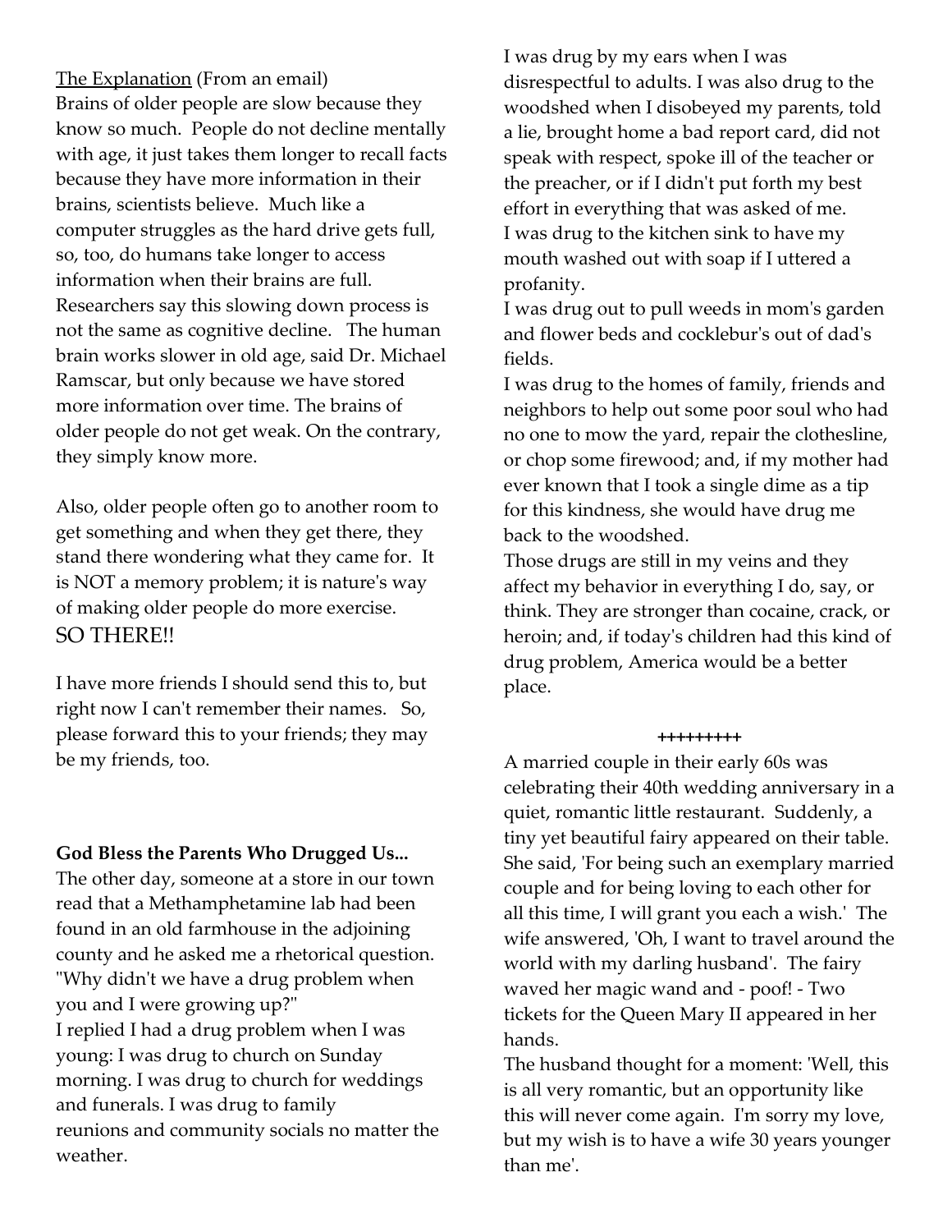The Explanation (From an email)

Brains of older people are slow because they know so much. People do not decline mentally with age, it just takes them longer to recall facts because they have more information in their brains, scientists believe. Much like a computer struggles as the hard drive gets full, so, too, do humans take longer to access information when their brains are full. Researchers say this slowing down process is not the same as cognitive decline. The human brain works slower in old age, said Dr. Michael Ramscar, but only because we have stored more information over time. The brains of older people do not get weak. On the contrary, they simply know more.

Also, older people often go to another room to get something and when they get there, they stand there wondering what they came for. It is NOT a memory problem; it is nature's way of making older people do more exercise.

SO THERE!!

I have more friends I should send this to, but right now I can't remember their names. So, please forward this to your friends; they may be my friends, too.

**God Bless the Parents Who Drugged Us...**

The other day, someone at a store in our town read that a Methamphetamine lab had been found in an old farmhouse in the adjoining county and he asked me a rhetorical question. "Why didn't we have a drug problem when you and I were growing up?"

I replied I had a drug problem when I was young: I was drug to church on Sunday morning. I was drug to church for weddings and funerals. I was drug to family reunions and community socials no matter the weather.

I was drug by my ears when I was disrespectful to adults. I was also drug to the woodshed when I disobeyed my parents, told a lie, brought home a bad report card, did not speak with respect, spoke ill of the teacher or the preacher, or if I didn't put forth my best effort in everything that was asked of me.

I was drug to the kitchen sink to have my mouth washed out with soap if I uttered a profanity.

I was drug out to pull weeds in mom's garden and flower beds and cocklebur's out of dad's fields.

I was drug to the homes of family, friends and neighbors to help out some poor soul who had no one to mow the yard, repair the clothesline, or chop some firewood; and, if my mother had ever known that I took a single dime as a tip for this kindness, she would have drug me back to the woodshed.

Those drugs are still in my veins and they affect my behavior in everything I do, say, or think. They are stronger than cocaine, crack, or heroin; and, if today's children had this kind of drug problem, America would be a better place.

+++++++++

A married couple in their early 60s was celebrating their 40th wedding anniversary in a quiet, romantic little restaurant. Suddenly, a tiny yet beautiful fairy appeared on their table. She said, 'For being such an exemplary married couple and for being loving to each other for all this time, I will grant you each a wish.' The wife answered, 'Oh, I want to travel around the world with my darling husband'. The fairy waved her magic wand and - poof! - Two tickets for the Queen Mary II appeared in her hands.

The husband thought for a moment: 'Well, this is all very romantic, but an opportunity like this will never come again. I'm sorry my love, but my wish is to have a wife 30 years younger than me'.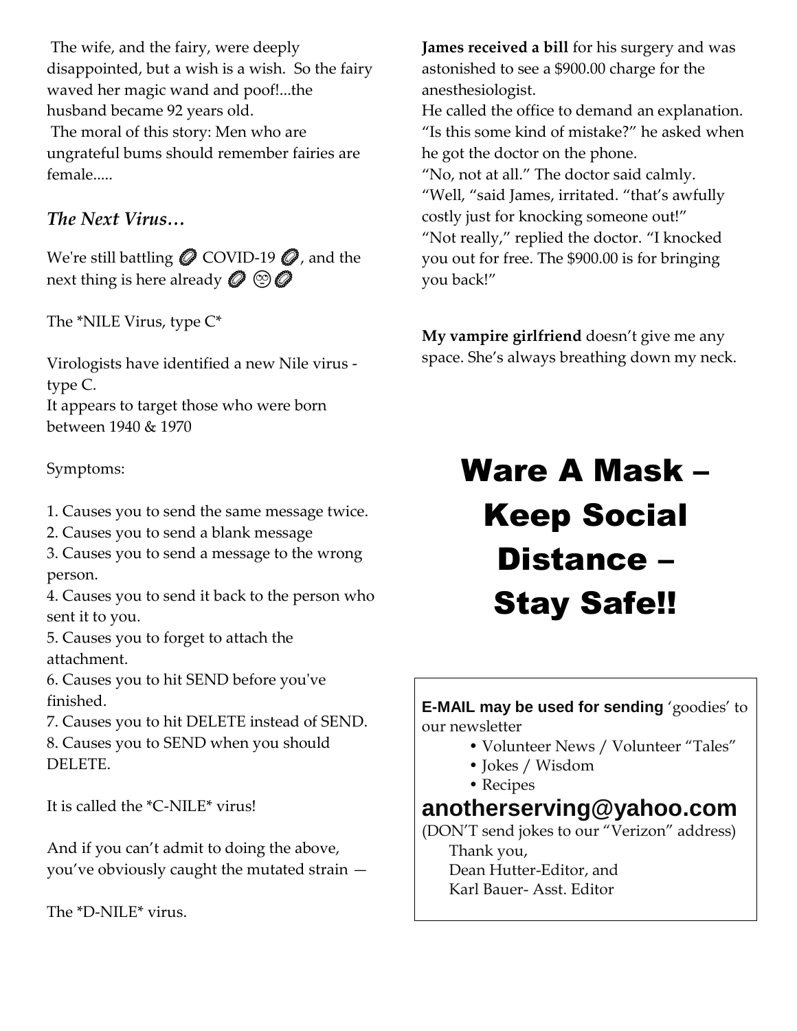The wife, and the fairy, were deeply disappointed, but a wish is a wish. So the fairy waved her magic wand and poof!...the husband became 92 years old.
The moral of this story: Men who are ungrateful bums should remember fairies are female.....

### *The Next Virus…*

We're still battling 🦠 COVID-19 🦠, and the next thing is here already 🦠 😳🦠

The *NILE Virus, type C*

Virologists have identified a new Nile virus - type C.
It appears to target those who were born between 1940 & 1970

Symptoms:

1. Causes you to send the same message twice.
2. Causes you to send a blank message
3. Causes you to send a message to the wrong person.
4. Causes you to send it back to the person who sent it to you.
5. Causes you to forget to attach the attachment.
6. Causes you to hit SEND before you've finished.
7. Causes you to hit DELETE instead of SEND.
8. Causes you to SEND when you should DELETE.

It is called the *C-NILE* virus!

And if you can't admit to doing the above, you've obviously caught the mutated strain —

The *D-NILE* virus.

**James received a bill** for his surgery and was astonished to see a $900.00 charge for the anesthesiologist.
He called the office to demand an explanation. "Is this some kind of mistake?" he asked when he got the doctor on the phone.
"No, not at all." The doctor said calmly.
"Well, "said James, irritated. "that's awfully costly just for knocking someone out!"
"Not really," replied the doctor. "I knocked you out for free. The $900.00 is for bringing you back!"

**My vampire girlfriend** doesn't give me any space. She's always breathing down my neck.

# Ware A Mask – Keep Social Distance – Stay Safe!!

**E-MAIL may be used for sending** 'goodies' to our newsletter

- Volunteer News / Volunteer "Tales"
- Jokes / Wisdom
- Recipes

**anotherserving@yahoo.com**

(DON'T send jokes to our "Verizon" address)
Thank you,
Dean Hutter-Editor, and
Karl Bauer- Asst. Editor